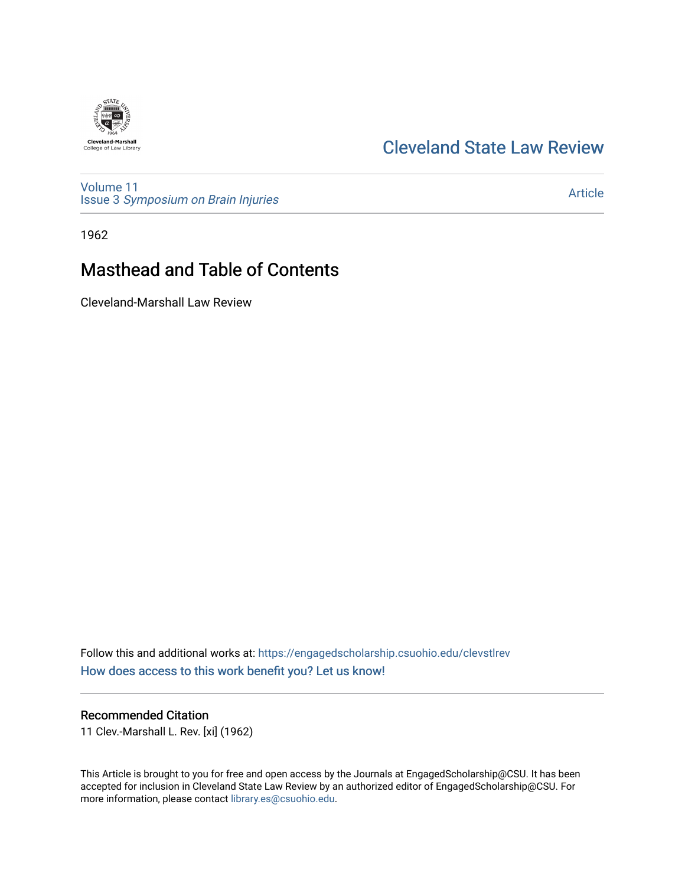Cleveland-Marshall College of Law Library

# Cleveland State Law Review

Volume 11
Issue 3 *Symposium on Brain Injuries*

Article

1962

## Masthead and Table of Contents

Cleveland-Marshall Law Review

Follow this and additional works at: https://engagedscholarship.csuohio.edu/clevstlrev

How does access to this work benefit you? Let us know!

### Recommended Citation

11 Clev.-Marshall L. Rev. [xi] (1962)

This Article is brought to you for free and open access by the Journals at EngagedScholarship@CSU. It has been accepted for inclusion in Cleveland State Law Review by an authorized editor of EngagedScholarship@CSU. For more information, please contact library.es@csuohio.edu.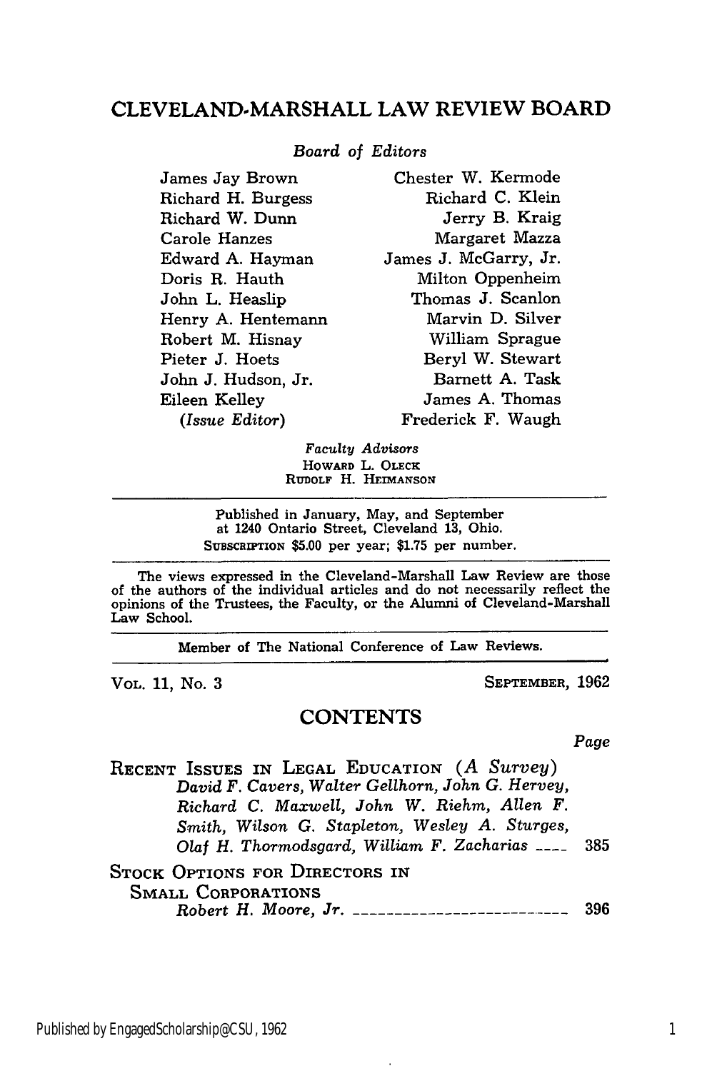# CLEVELAND-MARSHALL LAW REVIEW BOARD

*Board of Editors*

| | |
|---|---|
| James Jay Brown | Chester W. Kermode |
| Richard H. Burgess | Richard C. Klein |
| Richard W. Dunn | Jerry B. Kraig |
| Carole Hanzes | Margaret Mazza |
| Edward A. Hayman | James J. McGarry, Jr. |
| Doris R. Hauth | Milton Oppenheim |
| John L. Heaslip | Thomas J. Scanlon |
| Henry A. Hentemann | Marvin D. Silver |
| Robert M. Hisnay | William Sprague |
| Pieter J. Hoets | Beryl W. Stewart |
| John J. Hudson, Jr. | Barnett A. Task |
| Eileen Kelley *(Issue Editor)* | James A. Thomas |
| | Frederick F. Waugh |

*Faculty Advisors*
HOWARD L. OLECK
RUDOLF H. HEIMANSON

---

Published in January, May, and September at 1240 Ontario Street, Cleveland 13, Ohio.
SUBSCRIPTION $5.00 per year; $1.75 per number.

---

The views expressed in the Cleveland-Marshall Law Review are those of the authors of the individual articles and do not necessarily reflect the opinions of the Trustees, the Faculty, or the Alumni of Cleveland-Marshall Law School.

---

Member of The National Conference of Law Reviews.

---

VOL. 11, No. 3 SEPTEMBER, 1962

## CONTENTS

| | Page |
|---|---|
| RECENT ISSUES IN LEGAL EDUCATION *(A Survey)* *David F. Cavers, Walter Gellhorn, John G. Hervey, Richard C. Maxwell, John W. Riehm, Allen F. Smith, Wilson G. Stapleton, Wesley A. Sturges, Olaf H. Thormodsgard, William F. Zacharias* | 385 |
| STOCK OPTIONS FOR DIRECTORS IN SMALL CORPORATIONS *Robert H. Moore, Jr.* | 396 |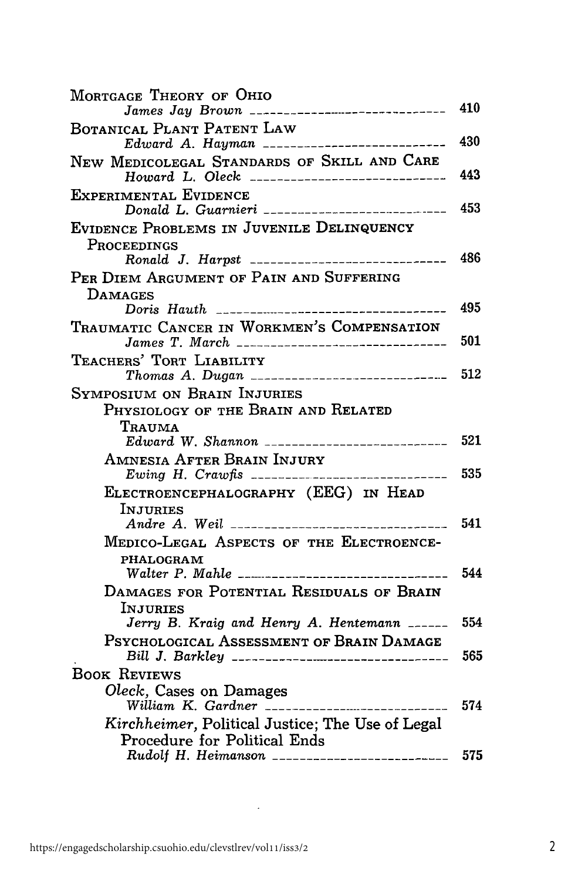Mortgage Theory of Ohio
*James Jay Brown* 410

Botanical Plant Patent Law
*Edward A. Hayman* 430

New Medicolegal Standards of Skill and Care
*Howard L. Oleck* 443

Experimental Evidence
*Donald L. Guarnieri* 453

Evidence Problems in Juvenile Delinquency Proceedings
*Ronald J. Harpst* 486

Per Diem Argument of Pain and Suffering Damages
*Doris Hauth* 495

Traumatic Cancer in Workmen's Compensation
*James T. March* 501

Teachers' Tort Liability
*Thomas A. Dugan* 512

Symposium on Brain Injuries

- Physiology of the Brain and Related Trauma
  *Edward W. Shannon* 521
- Amnesia After Brain Injury
  *Ewing H. Crawfis* 535
- Electroencephalography (EEG) in Head Injuries
  *Andre A. Weil* 541
- Medico-Legal Aspects of the Electroencephalogram
  *Walter P. Mahle* 544
- Damages for Potential Residuals of Brain Injuries
  *Jerry B. Kraig and Henry A. Hentemann* 554
- Psychological Assessment of Brain Damage
  *Bill J. Barkley* 565

Book Reviews

- *Oleck*, Cases on Damages
  *William K. Gardner* 574
- *Kirchheimer*, Political Justice; The Use of Legal Procedure for Political Ends
  *Rudolf H. Heimanson* 575